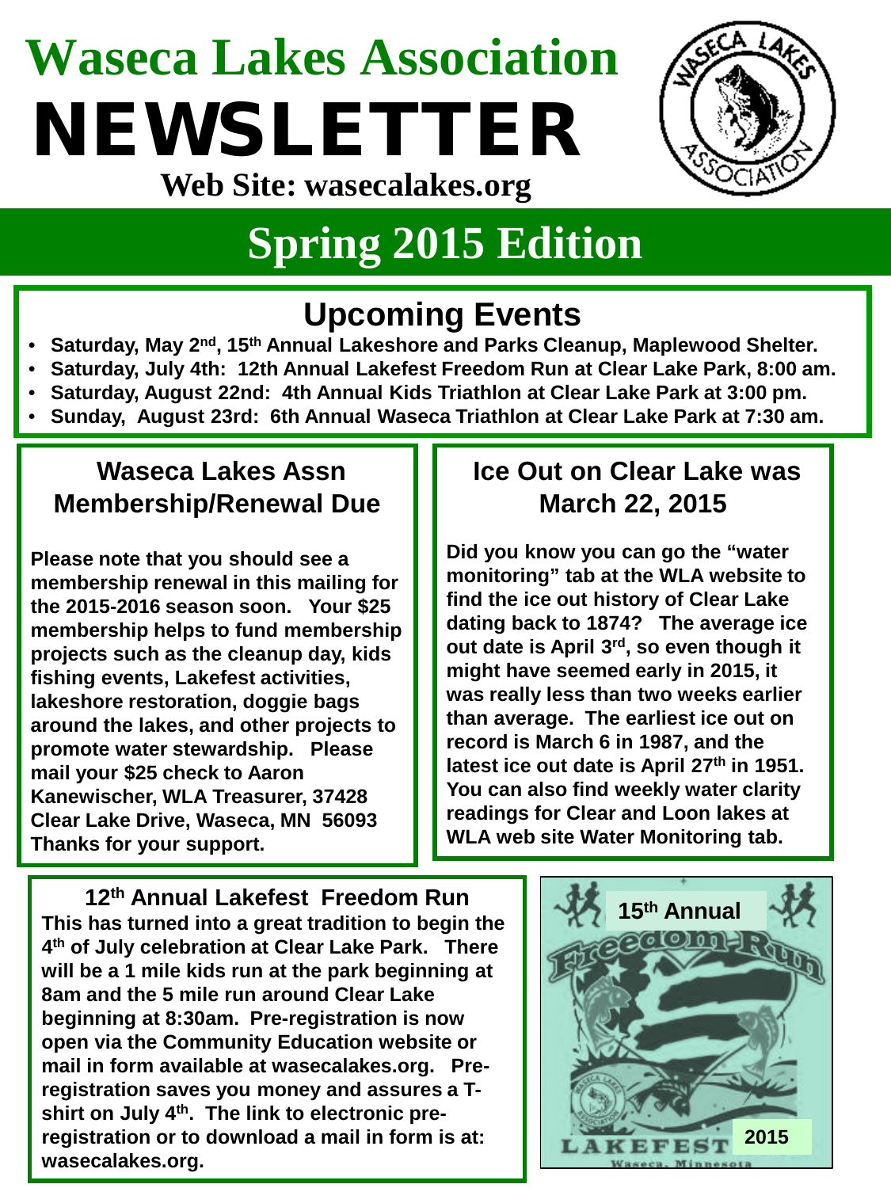# Waseca Lakes Association

# NEWSLETTER

**Web Site: wasecalakes.org**

## Spring 2015 Edition

## Upcoming Events

- **Saturday, May 2nd, 15th Annual Lakeshore and Parks Cleanup, Maplewood Shelter.**
- **Saturday, July 4th: 12th Annual Lakefest Freedom Run at Clear Lake Park, 8:00 am.**
- **Saturday, August 22nd: 4th Annual Kids Triathlon at Clear Lake Park at 3:00 pm.**
- **Sunday, August 23rd: 6th Annual Waseca Triathlon at Clear Lake Park at 7:30 am.**

## Waseca Lakes Assn Membership/Renewal Due

**Please note that you should see a membership renewal in this mailing for the 2015-2016 season soon. Your $25 membership helps to fund membership projects such as the cleanup day, kids fishing events, Lakefest activities, lakeshore restoration, doggie bags around the lakes, and other projects to promote water stewardship. Please mail your $25 check to Aaron Kanewischer, WLA Treasurer, 37428 Clear Lake Drive, Waseca, MN 56093 Thanks for your support.**

## Ice Out on Clear Lake was March 22, 2015

**Did you know you can go the "water monitoring" tab at the WLA website to find the ice out history of Clear Lake dating back to 1874? The average ice out date is April 3rd, so even though it might have seemed early in 2015, it was really less than two weeks earlier than average. The earliest ice out on record is March 6 in 1987, and the latest ice out date is April 27th in 1951. You can also find weekly water clarity readings for Clear and Loon lakes at WLA web site Water Monitoring tab.**

## 12th Annual Lakefest Freedom Run

**This has turned into a great tradition to begin the 4th of July celebration at Clear Lake Park. There will be a 1 mile kids run at the park beginning at 8am and the 5 mile run around Clear Lake beginning at 8:30am. Pre-registration is now open via the Community Education website or mail in form available at wasecalakes.org. Pre-registration saves you money and assures a T-shirt on July 4th. The link to electronic pre-registration or to download a mail in form is at: wasecalakes.org.**

15th Annual Freedom Run — Lakefest 2015, Waseca, Minnesota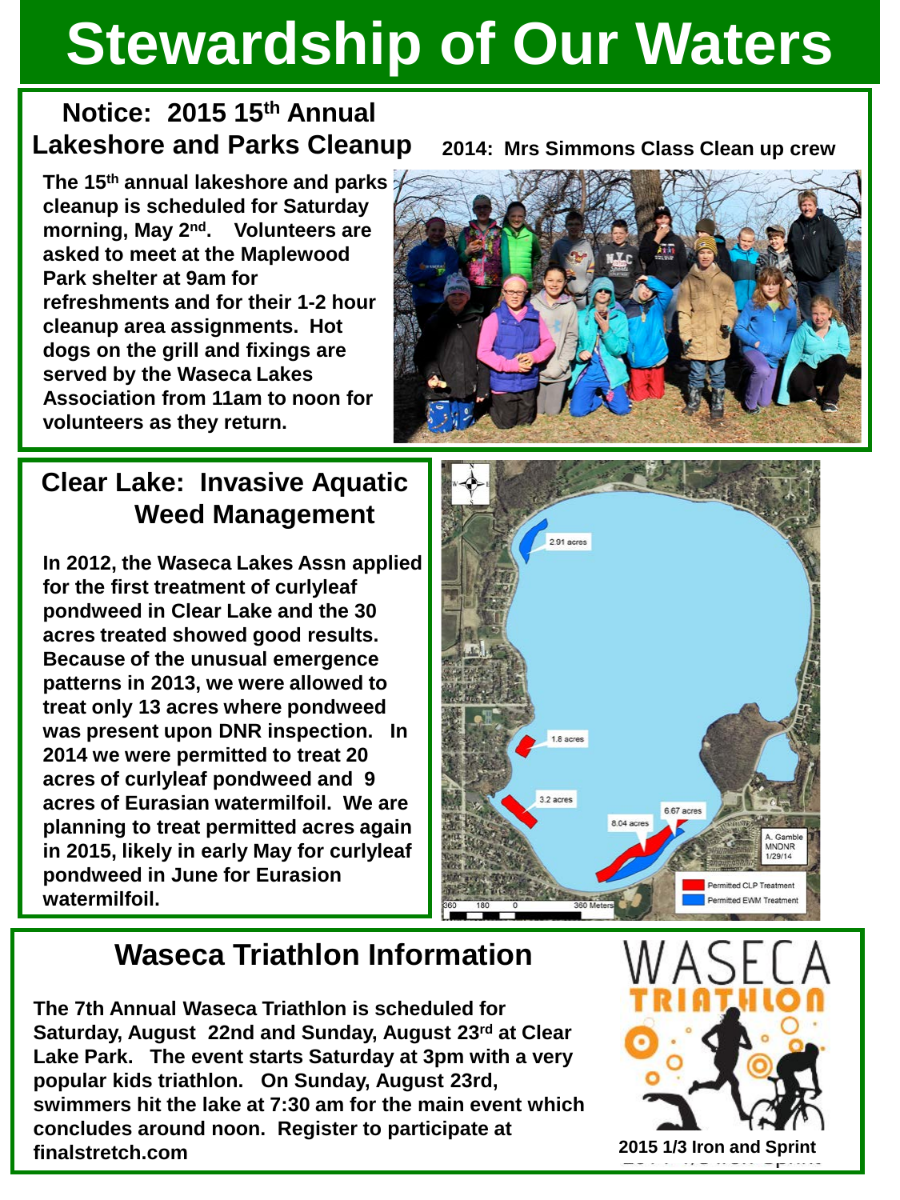# Stewardship of Our Waters

## Notice: 2015 15th Annual Lakeshore and Parks Cleanup

2014: Mrs Simmons Class Clean up crew

The 15th annual lakeshore and parks cleanup is scheduled for Saturday morning, May 2nd. Volunteers are asked to meet at the Maplewood Park shelter at 9am for refreshments and for their 1-2 hour cleanup area assignments. Hot dogs on the grill and fixings are served by the Waseca Lakes Association from 11am to noon for volunteers as they return.

## Clear Lake: Invasive Aquatic Weed Management

In 2012, the Waseca Lakes Assn applied for the first treatment of curlyleaf pondweed in Clear Lake and the 30 acres treated showed good results. Because of the unusual emergence patterns in 2013, we were allowed to treat only 13 acres where pondweed was present upon DNR inspection. In 2014 we were permitted to treat 20 acres of curlyleaf pondweed and 9 acres of Eurasian watermilfoil. We are planning to treat permitted acres again in 2015, likely in early May for curlyleaf pondweed in June for Eurasion watermilfoil.

2.91 acres
1.8 acres
3.2 acres
8.04 acres
6.67 acres
A. Gamble
MNDNR
1/29/14
Permitted CLP Treatment
Permitted EWM Treatment
360 180 0 360 Meters

## Waseca Triathlon Information

The 7th Annual Waseca Triathlon is scheduled for Saturday, August 22nd and Sunday, August 23rd at Clear Lake Park. The event starts Saturday at 3pm with a very popular kids triathlon. On Sunday, August 23rd, swimmers hit the lake at 7:30 am for the main event which concludes around noon. Register to participate at finalstretch.com

WASECA TRIATHLON

2015 1/3 Iron and Sprint